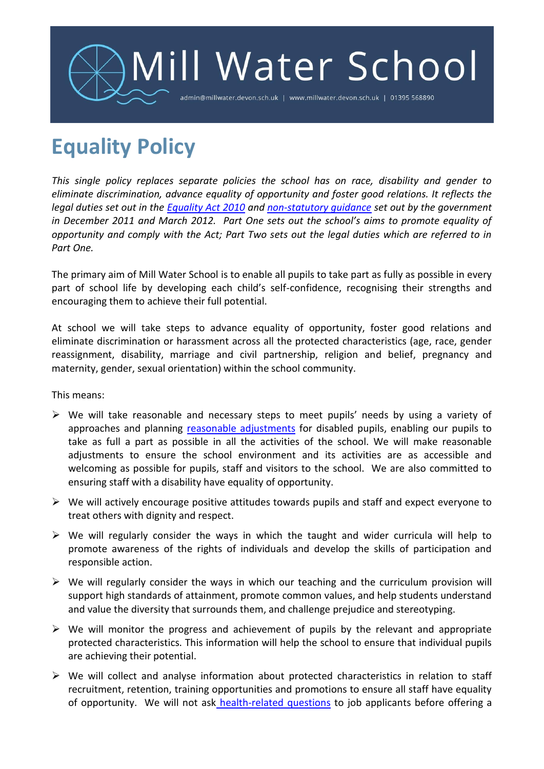# Mill Water School

admin@millwater.devon.sch.uk | www.millwater.devon.sch.uk | 01395 568890

# Equality Policy

*This single policy replaces separate policies the school has on race, disability and gender to eliminate discrimination, advance equality of opportunity and foster good relations. It reflects the legal duties set out in the [Equality Act 2010] and [non-statutory guidance] set out by the government in December 2011 and March 2012. Part One sets out the school's aims to promote equality of opportunity and comply with the Act; Part Two sets out the legal duties which are referred to in Part One.*

The primary aim of Mill Water School is to enable all pupils to take part as fully as possible in every part of school life by developing each child's self-confidence, recognising their strengths and encouraging them to achieve their full potential.

At school we will take steps to advance equality of opportunity, foster good relations and eliminate discrimination or harassment across all the protected characteristics (age, race, gender reassignment, disability, marriage and civil partnership, religion and belief, pregnancy and maternity, gender, sexual orientation) within the school community.

This means:

- We will take reasonable and necessary steps to meet pupils' needs by using a variety of approaches and planning reasonable adjustments for disabled pupils, enabling our pupils to take as full a part as possible in all the activities of the school. We will make reasonable adjustments to ensure the school environment and its activities are as accessible and welcoming as possible for pupils, staff and visitors to the school. We are also committed to ensuring staff with a disability have equality of opportunity.
- We will actively encourage positive attitudes towards pupils and staff and expect everyone to treat others with dignity and respect.
- We will regularly consider the ways in which the taught and wider curricula will help to promote awareness of the rights of individuals and develop the skills of participation and responsible action.
- We will regularly consider the ways in which our teaching and the curriculum provision will support high standards of attainment, promote common values, and help students understand and value the diversity that surrounds them, and challenge prejudice and stereotyping.
- We will monitor the progress and achievement of pupils by the relevant and appropriate protected characteristics. This information will help the school to ensure that individual pupils are achieving their potential.
- We will collect and analyse information about protected characteristics in relation to staff recruitment, retention, training opportunities and promotions to ensure all staff have equality of opportunity. We will not ask health-related questions to job applicants before offering a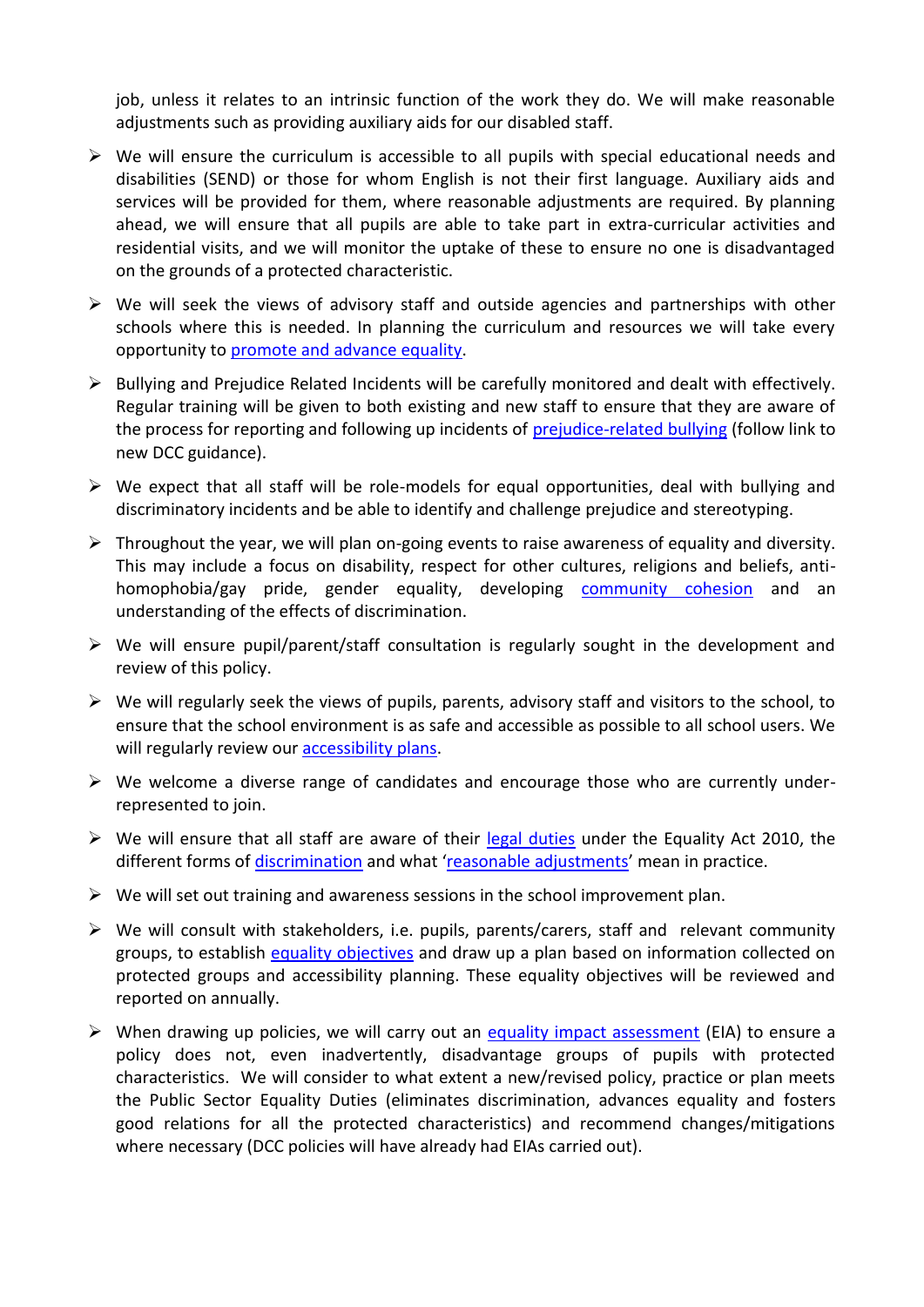job, unless it relates to an intrinsic function of the work they do. We will make reasonable adjustments such as providing auxiliary aids for our disabled staff.

- We will ensure the curriculum is accessible to all pupils with special educational needs and disabilities (SEND) or those for whom English is not their first language. Auxiliary aids and services will be provided for them, where reasonable adjustments are required. By planning ahead, we will ensure that all pupils are able to take part in extra-curricular activities and residential visits, and we will monitor the uptake of these to ensure no one is disadvantaged on the grounds of a protected characteristic.

- We will seek the views of advisory staff and outside agencies and partnerships with other schools where this is needed. In planning the curriculum and resources we will take every opportunity to promote and advance equality.

- Bullying and Prejudice Related Incidents will be carefully monitored and dealt with effectively. Regular training will be given to both existing and new staff to ensure that they are aware of the process for reporting and following up incidents of prejudice-related bullying (follow link to new DCC guidance).

- We expect that all staff will be role-models for equal opportunities, deal with bullying and discriminatory incidents and be able to identify and challenge prejudice and stereotyping.

- Throughout the year, we will plan on-going events to raise awareness of equality and diversity. This may include a focus on disability, respect for other cultures, religions and beliefs, anti-homophobia/gay pride, gender equality, developing community cohesion and an understanding of the effects of discrimination.

- We will ensure pupil/parent/staff consultation is regularly sought in the development and review of this policy.

- We will regularly seek the views of pupils, parents, advisory staff and visitors to the school, to ensure that the school environment is as safe and accessible as possible to all school users. We will regularly review our accessibility plans.

- We welcome a diverse range of candidates and encourage those who are currently under-represented to join.

- We will ensure that all staff are aware of their legal duties under the Equality Act 2010, the different forms of discrimination and what 'reasonable adjustments' mean in practice.

- We will set out training and awareness sessions in the school improvement plan.

- We will consult with stakeholders, i.e. pupils, parents/carers, staff and relevant community groups, to establish equality objectives and draw up a plan based on information collected on protected groups and accessibility planning. These equality objectives will be reviewed and reported on annually.

- When drawing up policies, we will carry out an equality impact assessment (EIA) to ensure a policy does not, even inadvertently, disadvantage groups of pupils with protected characteristics. We will consider to what extent a new/revised policy, practice or plan meets the Public Sector Equality Duties (eliminates discrimination, advances equality and fosters good relations for all the protected characteristics) and recommend changes/mitigations where necessary (DCC policies will have already had EIAs carried out).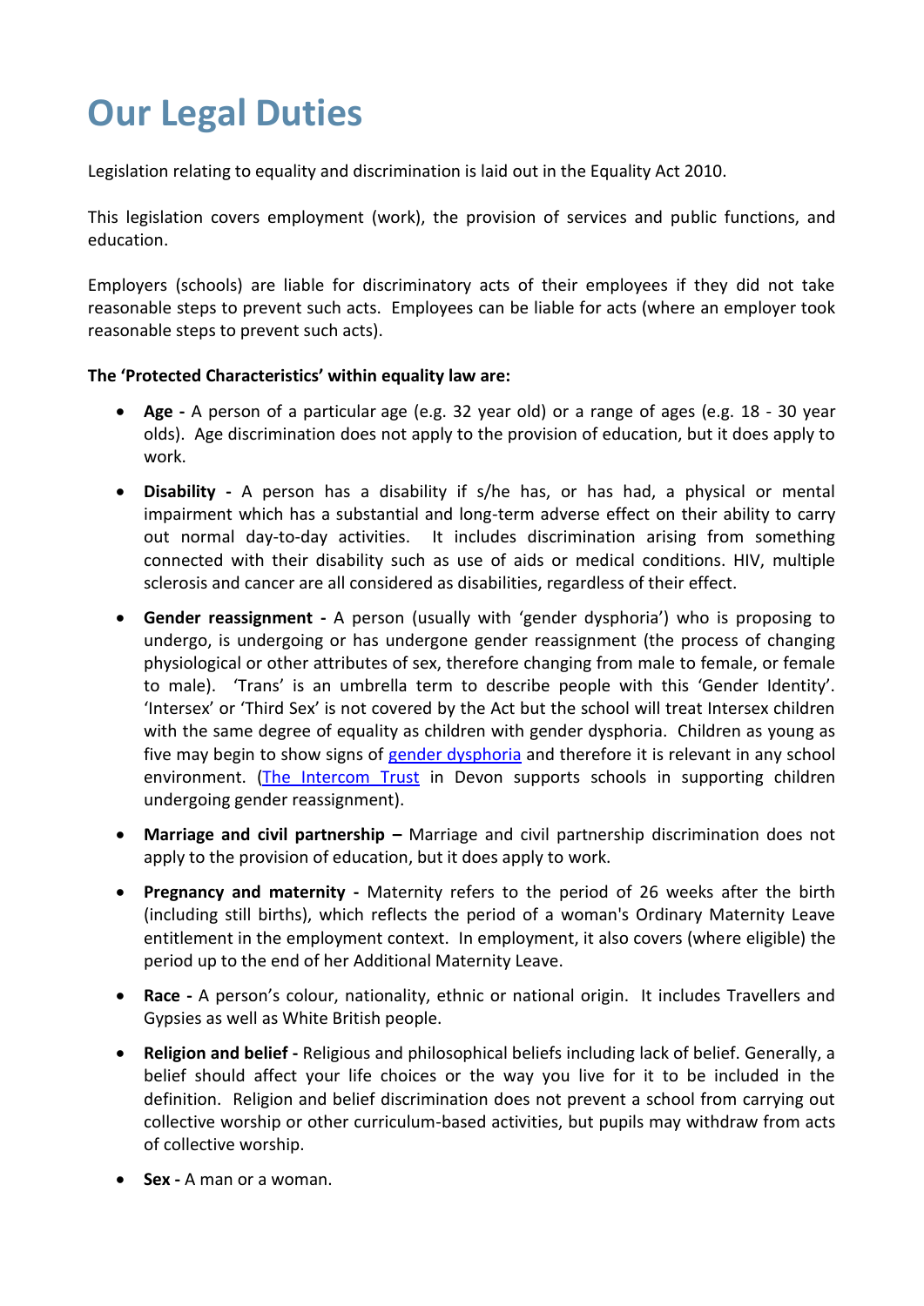# Our Legal Duties

Legislation relating to equality and discrimination is laid out in the Equality Act 2010.

This legislation covers employment (work), the provision of services and public functions, and education.

Employers (schools) are liable for discriminatory acts of their employees if they did not take reasonable steps to prevent such acts. Employees can be liable for acts (where an employer took reasonable steps to prevent such acts).

**The 'Protected Characteristics' within equality law are:**

- **Age -** A person of a particular age (e.g. 32 year old) or a range of ages (e.g. 18 - 30 year olds). Age discrimination does not apply to the provision of education, but it does apply to work.

- **Disability -** A person has a disability if s/he has, or has had, a physical or mental impairment which has a substantial and long-term adverse effect on their ability to carry out normal day-to-day activities. It includes discrimination arising from something connected with their disability such as use of aids or medical conditions. HIV, multiple sclerosis and cancer are all considered as disabilities, regardless of their effect.

- **Gender reassignment -** A person (usually with 'gender dysphoria') who is proposing to undergo, is undergoing or has undergone gender reassignment (the process of changing physiological or other attributes of sex, therefore changing from male to female, or female to male). 'Trans' is an umbrella term to describe people with this 'Gender Identity'. 'Intersex' or 'Third Sex' is not covered by the Act but the school will treat Intersex children with the same degree of equality as children with gender dysphoria. Children as young as five may begin to show signs of gender dysphoria and therefore it is relevant in any school environment. (The Intercom Trust in Devon supports schools in supporting children undergoing gender reassignment).

- **Marriage and civil partnership –** Marriage and civil partnership discrimination does not apply to the provision of education, but it does apply to work.

- **Pregnancy and maternity -** Maternity refers to the period of 26 weeks after the birth (including still births), which reflects the period of a woman's Ordinary Maternity Leave entitlement in the employment context. In employment, it also covers (where eligible) the period up to the end of her Additional Maternity Leave.

- **Race -** A person's colour, nationality, ethnic or national origin. It includes Travellers and Gypsies as well as White British people.

- **Religion and belief -** Religious and philosophical beliefs including lack of belief. Generally, a belief should affect your life choices or the way you live for it to be included in the definition. Religion and belief discrimination does not prevent a school from carrying out collective worship or other curriculum-based activities, but pupils may withdraw from acts of collective worship.

- **Sex -** A man or a woman.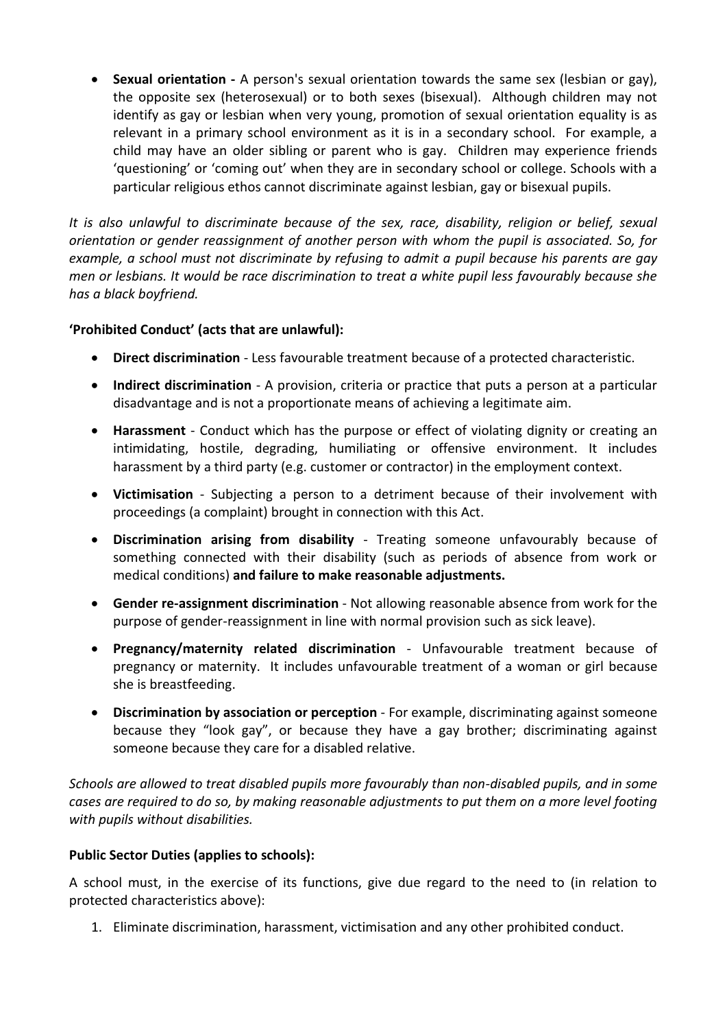- **Sexual orientation -** A person's sexual orientation towards the same sex (lesbian or gay), the opposite sex (heterosexual) or to both sexes (bisexual). Although children may not identify as gay or lesbian when very young, promotion of sexual orientation equality is as relevant in a primary school environment as it is in a secondary school. For example, a child may have an older sibling or parent who is gay. Children may experience friends 'questioning' or 'coming out' when they are in secondary school or college. Schools with a particular religious ethos cannot discriminate against lesbian, gay or bisexual pupils.

*It is also unlawful to discriminate because of the sex, race, disability, religion or belief, sexual orientation or gender reassignment of another person with whom the pupil is associated. So, for example, a school must not discriminate by refusing to admit a pupil because his parents are gay men or lesbians. It would be race discrimination to treat a white pupil less favourably because she has a black boyfriend.*

**'Prohibited Conduct' (acts that are unlawful):**

- **Direct discrimination** - Less favourable treatment because of a protected characteristic.
- **Indirect discrimination** - A provision, criteria or practice that puts a person at a particular disadvantage and is not a proportionate means of achieving a legitimate aim.
- **Harassment** - Conduct which has the purpose or effect of violating dignity or creating an intimidating, hostile, degrading, humiliating or offensive environment. It includes harassment by a third party (e.g. customer or contractor) in the employment context.
- **Victimisation** - Subjecting a person to a detriment because of their involvement with proceedings (a complaint) brought in connection with this Act.
- **Discrimination arising from disability** - Treating someone unfavourably because of something connected with their disability (such as periods of absence from work or medical conditions) **and failure to make reasonable adjustments.**
- **Gender re-assignment discrimination** - Not allowing reasonable absence from work for the purpose of gender-reassignment in line with normal provision such as sick leave).
- **Pregnancy/maternity related discrimination** - Unfavourable treatment because of pregnancy or maternity. It includes unfavourable treatment of a woman or girl because she is breastfeeding.
- **Discrimination by association or perception** - For example, discriminating against someone because they "look gay", or because they have a gay brother; discriminating against someone because they care for a disabled relative.

*Schools are allowed to treat disabled pupils more favourably than non-disabled pupils, and in some cases are required to do so, by making reasonable adjustments to put them on a more level footing with pupils without disabilities.*

**Public Sector Duties (applies to schools):**

A school must, in the exercise of its functions, give due regard to the need to (in relation to protected characteristics above):

1. Eliminate discrimination, harassment, victimisation and any other prohibited conduct.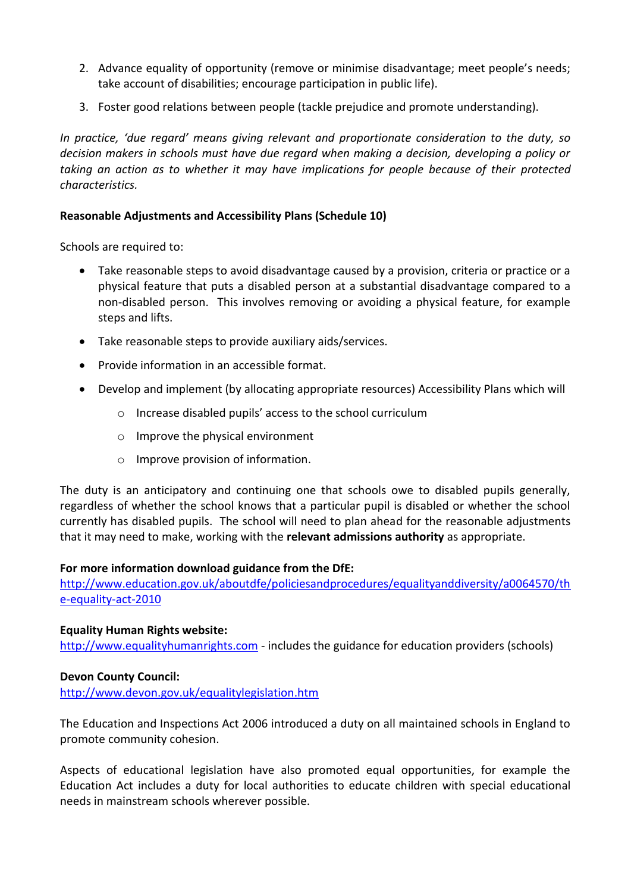2. Advance equality of opportunity (remove or minimise disadvantage; meet people's needs; take account of disabilities; encourage participation in public life).
3. Foster good relations between people (tackle prejudice and promote understanding).

*In practice, 'due regard' means giving relevant and proportionate consideration to the duty, so decision makers in schools must have due regard when making a decision, developing a policy or taking an action as to whether it may have implications for people because of their protected characteristics.*

**Reasonable Adjustments and Accessibility Plans (Schedule 10)**

Schools are required to:

- Take reasonable steps to avoid disadvantage caused by a provision, criteria or practice or a physical feature that puts a disabled person at a substantial disadvantage compared to a non-disabled person. This involves removing or avoiding a physical feature, for example steps and lifts.
- Take reasonable steps to provide auxiliary aids/services.
- Provide information in an accessible format.
- Develop and implement (by allocating appropriate resources) Accessibility Plans which will
    - Increase disabled pupils' access to the school curriculum
    - Improve the physical environment
    - Improve provision of information.

The duty is an anticipatory and continuing one that schools owe to disabled pupils generally, regardless of whether the school knows that a particular pupil is disabled or whether the school currently has disabled pupils. The school will need to plan ahead for the reasonable adjustments that it may need to make, working with the **relevant admissions authority** as appropriate.

**For more information download guidance from the DfE:**
http://www.education.gov.uk/aboutdfe/policiesandprocedures/equalityanddiversity/a0064570/the-equality-act-2010

**Equality Human Rights website:**
http://www.equalityhumanrights.com - includes the guidance for education providers (schools)

**Devon County Council:**
http://www.devon.gov.uk/equalitylegislation.htm

The Education and Inspections Act 2006 introduced a duty on all maintained schools in England to promote community cohesion.

Aspects of educational legislation have also promoted equal opportunities, for example the Education Act includes a duty for local authorities to educate children with special educational needs in mainstream schools wherever possible.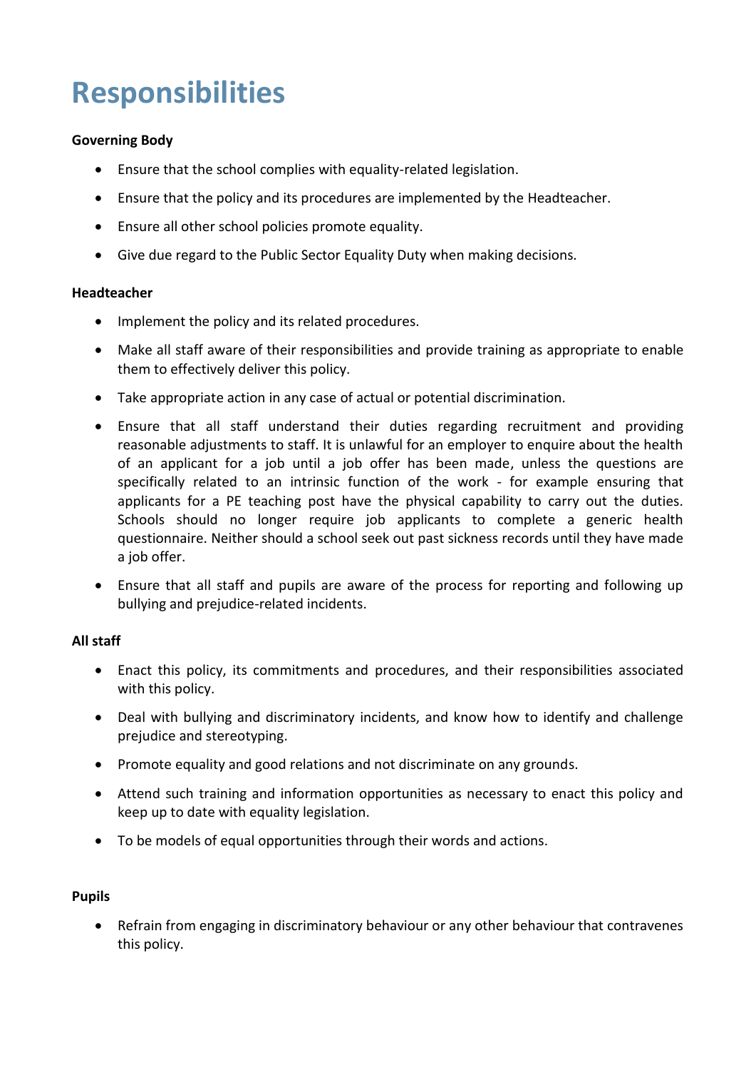# Responsibilities

**Governing Body**

- Ensure that the school complies with equality-related legislation.
- Ensure that the policy and its procedures are implemented by the Headteacher.
- Ensure all other school policies promote equality.
- Give due regard to the Public Sector Equality Duty when making decisions.

**Headteacher**

- Implement the policy and its related procedures.
- Make all staff aware of their responsibilities and provide training as appropriate to enable them to effectively deliver this policy.
- Take appropriate action in any case of actual or potential discrimination.
- Ensure that all staff understand their duties regarding recruitment and providing reasonable adjustments to staff. It is unlawful for an employer to enquire about the health of an applicant for a job until a job offer has been made, unless the questions are specifically related to an intrinsic function of the work - for example ensuring that applicants for a PE teaching post have the physical capability to carry out the duties. Schools should no longer require job applicants to complete a generic health questionnaire. Neither should a school seek out past sickness records until they have made a job offer.
- Ensure that all staff and pupils are aware of the process for reporting and following up bullying and prejudice-related incidents.

**All staff**

- Enact this policy, its commitments and procedures, and their responsibilities associated with this policy.
- Deal with bullying and discriminatory incidents, and know how to identify and challenge prejudice and stereotyping.
- Promote equality and good relations and not discriminate on any grounds.
- Attend such training and information opportunities as necessary to enact this policy and keep up to date with equality legislation.
- To be models of equal opportunities through their words and actions.

**Pupils**

- Refrain from engaging in discriminatory behaviour or any other behaviour that contravenes this policy.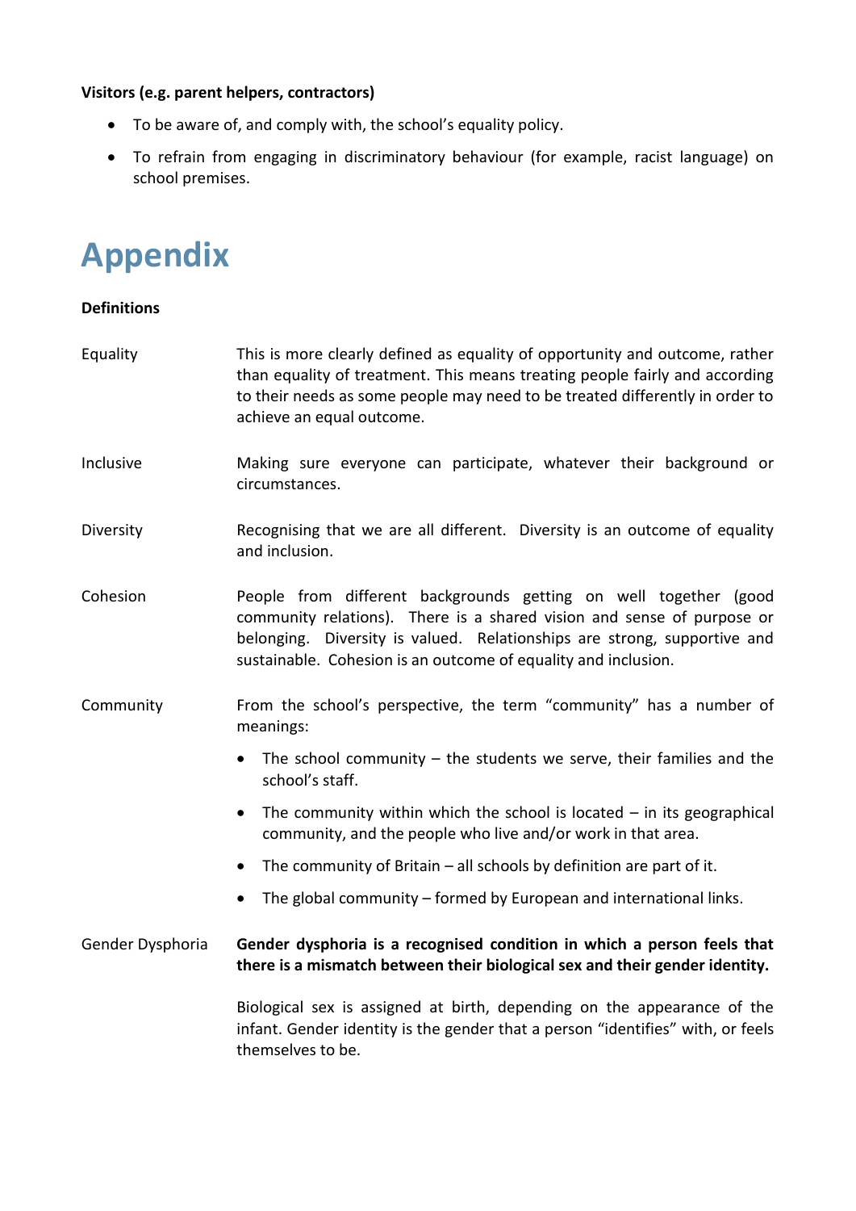**Visitors (e.g. parent helpers, contractors)**

- To be aware of, and comply with, the school's equality policy.
- To refrain from engaging in discriminatory behaviour (for example, racist language) on school premises.

# Appendix

**Definitions**

Equality

This is more clearly defined as equality of opportunity and outcome, rather than equality of treatment. This means treating people fairly and according to their needs as some people may need to be treated differently in order to achieve an equal outcome.

Inclusive

Making sure everyone can participate, whatever their background or circumstances.

Diversity

Recognising that we are all different. Diversity is an outcome of equality and inclusion.

Cohesion

People from different backgrounds getting on well together (good community relations). There is a shared vision and sense of purpose or belonging. Diversity is valued. Relationships are strong, supportive and sustainable. Cohesion is an outcome of equality and inclusion.

Community

From the school's perspective, the term "community" has a number of meanings:

- The school community – the students we serve, their families and the school's staff.
- The community within which the school is located – in its geographical community, and the people who live and/or work in that area.
- The community of Britain – all schools by definition are part of it.
- The global community – formed by European and international links.

Gender Dysphoria

**Gender dysphoria is a recognised condition in which a person feels that there is a mismatch between their biological sex and their gender identity.**

Biological sex is assigned at birth, depending on the appearance of the infant. Gender identity is the gender that a person "identifies" with, or feels themselves to be.